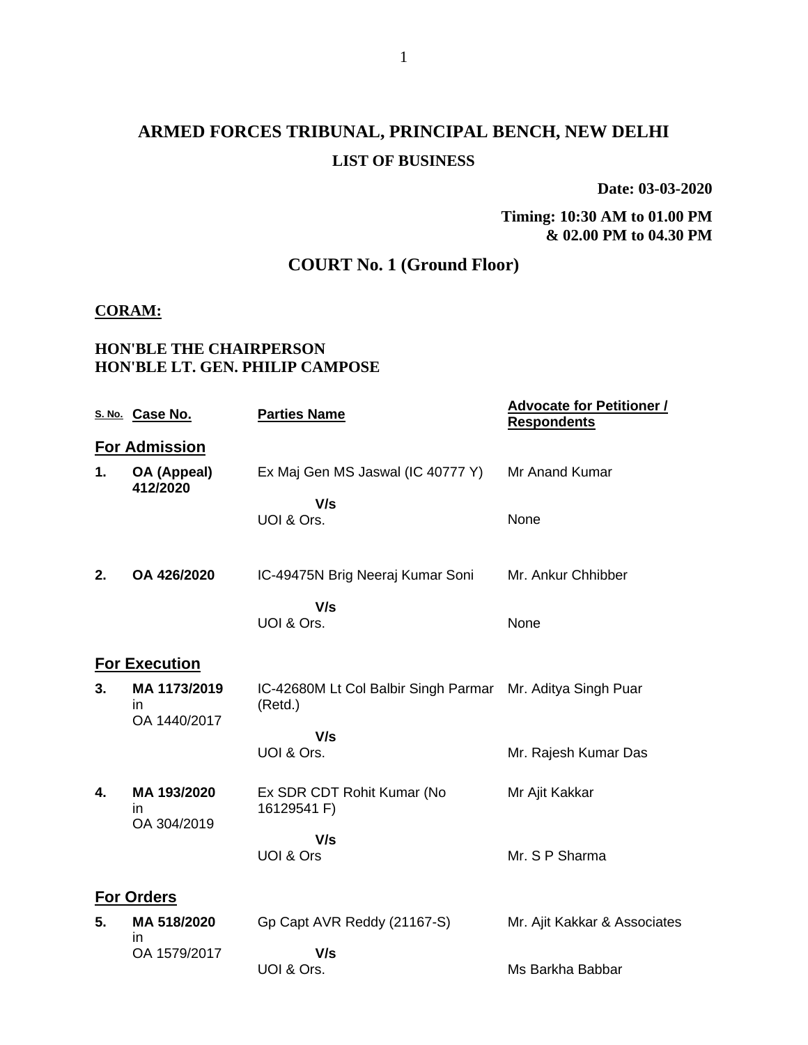# ARMED FORCES TRIBUNAL, PRINCIPAL BENCH, NEW DELHI

**LIST OF BUSINESS**

**Date: 03-03-2020**

**Timing: 10:30 AM to 01.00 PM & 02.00 PM to 04.30 PM**

## COURT No. 1 (Ground Floor)

**CORAM:**

**HON'BLE THE CHAIRPERSON**
**HON'BLE LT. GEN. PHILIP CAMPOSE**

| S. No. | Case No. | Parties Name | Advocate for Petitioner / Respondents |
|---|---|---|---|
| **For Admission** | | | |
| **1.** | **OA (Appeal) 412/2020** | Ex Maj Gen MS Jaswal (IC 40777 Y) | Mr Anand Kumar |
| | | **V/s** | |
| | | UOI & Ors. | None |
| **2.** | **OA 426/2020** | IC-49475N Brig Neeraj Kumar Soni | Mr. Ankur Chhibber |
| | | **V/s** | |
| | | UOI & Ors. | None |
| **For Execution** | | | |
| **3.** | **MA 1173/2019** in OA 1440/2017 | IC-42680M Lt Col Balbir Singh Parmar (Retd.) | Mr. Aditya Singh Puar |
| | | **V/s** | |
| | | UOI & Ors. | Mr. Rajesh Kumar Das |
| **4.** | **MA 193/2020** in OA 304/2019 | Ex SDR CDT Rohit Kumar (No 16129541 F) | Mr Ajit Kakkar |
| | | **V/s** | |
| | | UOI & Ors | Mr. S P Sharma |
| **For Orders** | | | |
| **5.** | **MA 518/2020** in OA 1579/2017 | Gp Capt AVR Reddy (21167-S) | Mr. Ajit Kakkar & Associates |
| | | **V/s** | |
| | | UOI & Ors. | Ms Barkha Babbar |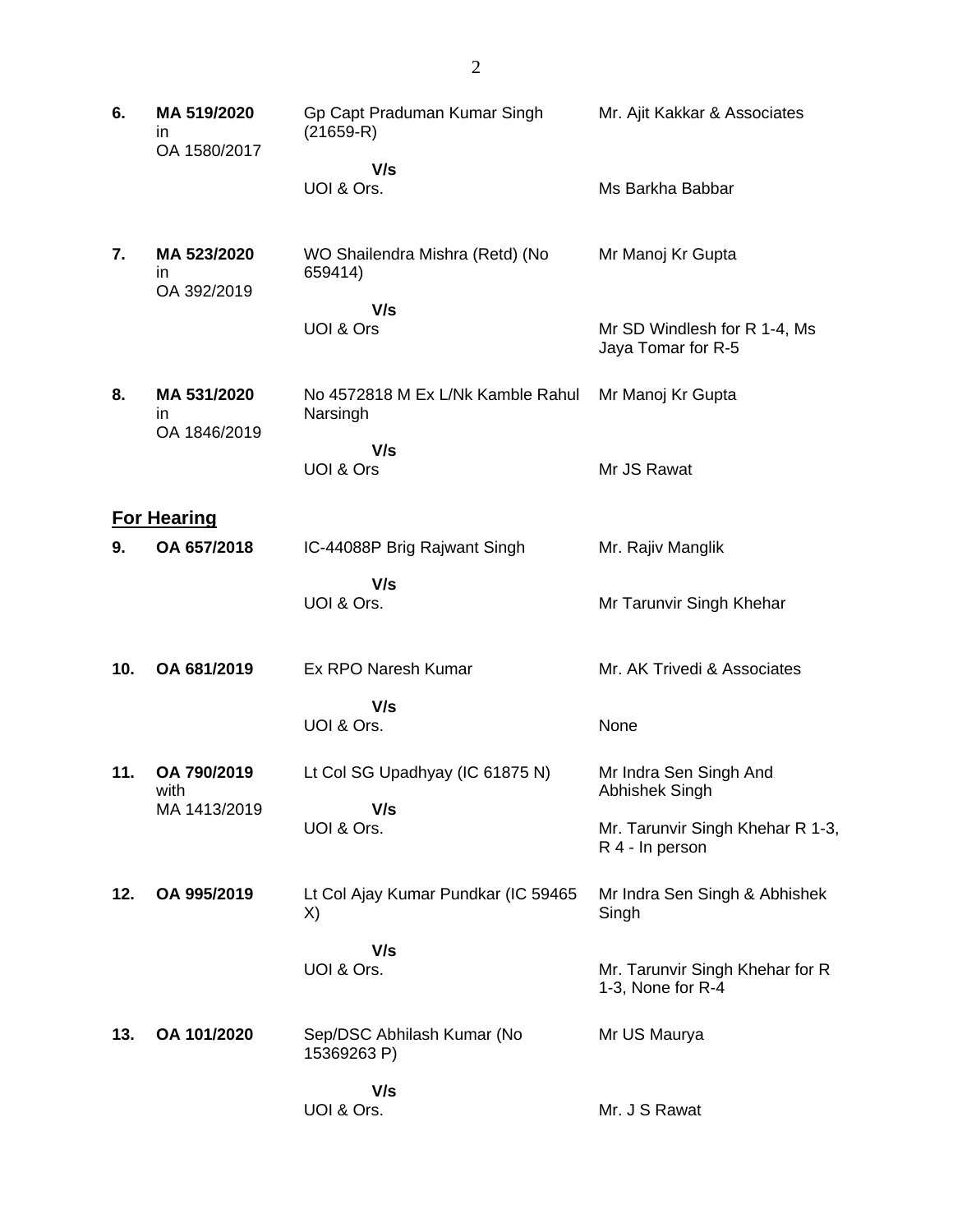| | | | |
|---|---|---|---|
| **6.** | **MA 519/2020** in OA 1580/2017 | Gp Capt Praduman Kumar Singh (21659-R) **V/s** UOI & Ors. | Mr. Ajit Kakkar & Associates<br><br>Ms Barkha Babbar |
| **7.** | **MA 523/2020** in OA 392/2019 | WO Shailendra Mishra (Retd) (No 659414) **V/s** UOI & Ors | Mr Manoj Kr Gupta<br><br>Mr SD Windlesh for R 1-4, Ms Jaya Tomar for R-5 |
| **8.** | **MA 531/2020** in OA 1846/2019 | No 4572818 M Ex L/Nk Kamble Rahul Narsingh **V/s** UOI & Ors | Mr Manoj Kr Gupta<br><br>Mr JS Rawat |

**For Hearing**

| | | | |
|---|---|---|---|
| **9.** | **OA 657/2018** | IC-44088P Brig Rajwant Singh **V/s** UOI & Ors. | Mr. Rajiv Manglik<br><br>Mr Tarunvir Singh Khehar |
| **10.** | **OA 681/2019** | Ex RPO Naresh Kumar **V/s** UOI & Ors. | Mr. AK Trivedi & Associates<br><br>None |
| **11.** | **OA 790/2019** with MA 1413/2019 | Lt Col SG Upadhyay (IC 61875 N) **V/s** UOI & Ors. | Mr Indra Sen Singh And Abhishek Singh<br><br>Mr. Tarunvir Singh Khehar R 1-3, R 4 - In person |
| **12.** | **OA 995/2019** | Lt Col Ajay Kumar Pundkar (IC 59465 X) **V/s** UOI & Ors. | Mr Indra Sen Singh & Abhishek Singh<br><br>Mr. Tarunvir Singh Khehar for R 1-3, None for R-4 |
| **13.** | **OA 101/2020** | Sep/DSC Abhilash Kumar (No 15369263 P) **V/s** UOI & Ors. | Mr US Maurya<br><br>Mr. J S Rawat |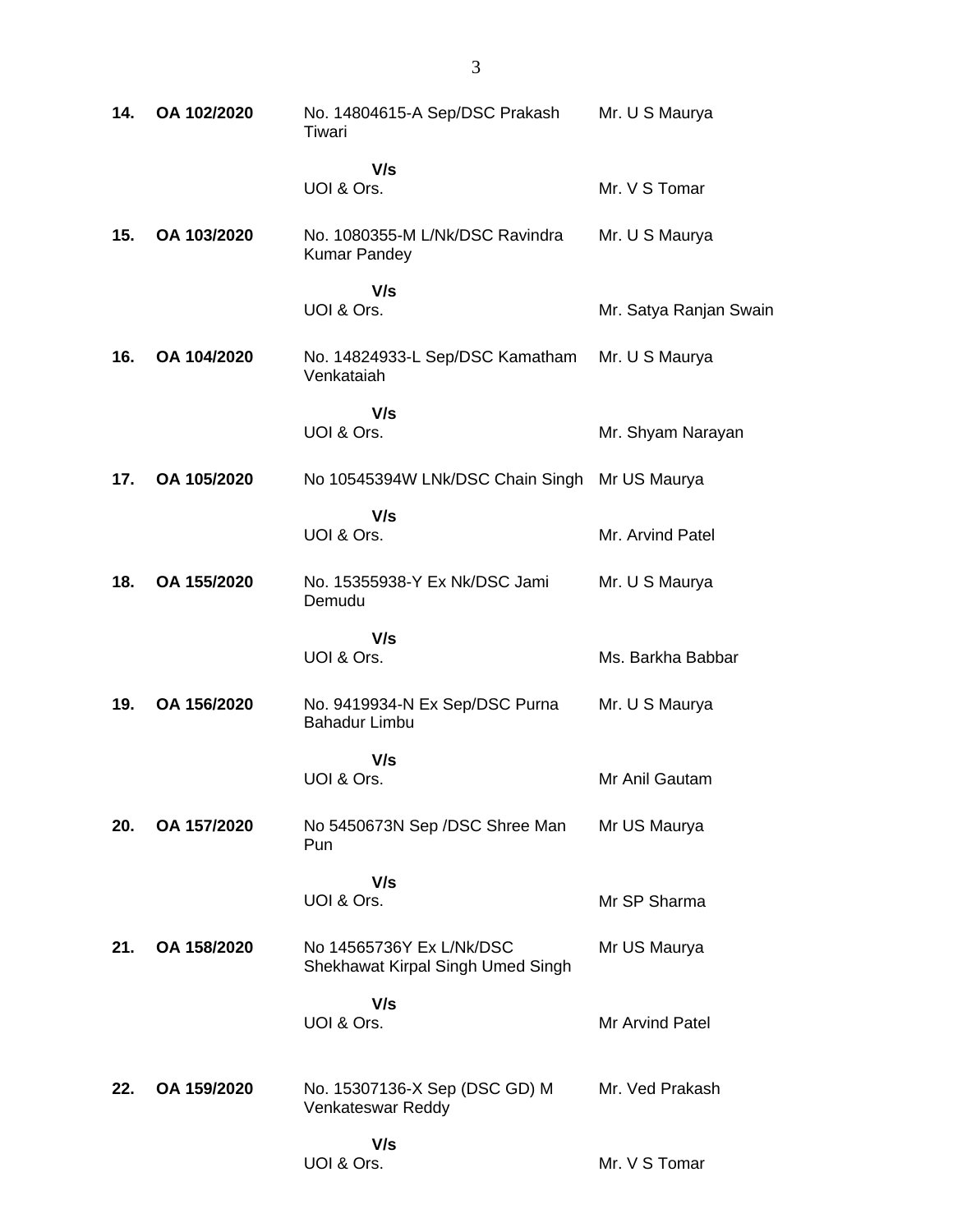| | | | |
|---|---|---|---|
| **14.** | **OA 102/2020** | No. 14804615-A Sep/DSC Prakash Tiwari | Mr. U S Maurya |
| | | **V/s** UOI & Ors. | Mr. V S Tomar |
| **15.** | **OA 103/2020** | No. 1080355-M L/Nk/DSC Ravindra Kumar Pandey | Mr. U S Maurya |
| | | **V/s** UOI & Ors. | Mr. Satya Ranjan Swain |
| **16.** | **OA 104/2020** | No. 14824933-L Sep/DSC Kamatham Venkataiah | Mr. U S Maurya |
| | | **V/s** UOI & Ors. | Mr. Shyam Narayan |
| **17.** | **OA 105/2020** | No 10545394W LNk/DSC Chain Singh | Mr US Maurya |
| | | **V/s** UOI & Ors. | Mr. Arvind Patel |
| **18.** | **OA 155/2020** | No. 15355938-Y Ex Nk/DSC Jami Demudu | Mr. U S Maurya |
| | | **V/s** UOI & Ors. | Ms. Barkha Babbar |
| **19.** | **OA 156/2020** | No. 9419934-N Ex Sep/DSC Purna Bahadur Limbu | Mr. U S Maurya |
| | | **V/s** UOI & Ors. | Mr Anil Gautam |
| **20.** | **OA 157/2020** | No 5450673N Sep /DSC Shree Man Pun | Mr US Maurya |
| | | **V/s** UOI & Ors. | Mr SP Sharma |
| **21.** | **OA 158/2020** | No 14565736Y Ex L/Nk/DSC Shekhawat Kirpal Singh Umed Singh | Mr US Maurya |
| | | **V/s** UOI & Ors. | Mr Arvind Patel |
| **22.** | **OA 159/2020** | No. 15307136-X Sep (DSC GD) M Venkateswar Reddy | Mr. Ved Prakash |
| | | **V/s** UOI & Ors. | Mr. V S Tomar |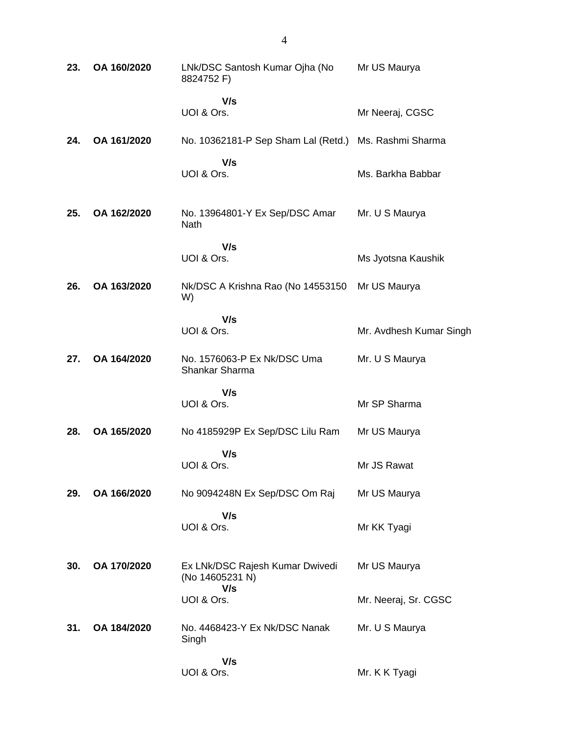| | | | |
|---|---|---|---|
| **23.** | **OA 160/2020** | LNk/DSC Santosh Kumar Ojha (No 8824752 F) | Mr US Maurya |
| | | **V/s** | |
| | | UOI & Ors. | Mr Neeraj, CGSC |
| **24.** | **OA 161/2020** | No. 10362181-P Sep Sham Lal (Retd.) | Ms. Rashmi Sharma |
| | | **V/s** | |
| | | UOI & Ors. | Ms. Barkha Babbar |
| **25.** | **OA 162/2020** | No. 13964801-Y Ex Sep/DSC Amar Nath | Mr. U S Maurya |
| | | **V/s** | |
| | | UOI & Ors. | Ms Jyotsna Kaushik |
| **26.** | **OA 163/2020** | Nk/DSC A Krishna Rao (No 14553150 W) | Mr US Maurya |
| | | **V/s** | |
| | | UOI & Ors. | Mr. Avdhesh Kumar Singh |
| **27.** | **OA 164/2020** | No. 1576063-P Ex Nk/DSC Uma Shankar Sharma | Mr. U S Maurya |
| | | **V/s** | |
| | | UOI & Ors. | Mr SP Sharma |
| **28.** | **OA 165/2020** | No 4185929P Ex Sep/DSC Lilu Ram | Mr US Maurya |
| | | **V/s** | |
| | | UOI & Ors. | Mr JS Rawat |
| **29.** | **OA 166/2020** | No 9094248N Ex Sep/DSC Om Raj | Mr US Maurya |
| | | **V/s** | |
| | | UOI & Ors. | Mr KK Tyagi |
| **30.** | **OA 170/2020** | Ex LNk/DSC Rajesh Kumar Dwivedi (No 14605231 N) | Mr US Maurya |
| | | **V/s** | |
| | | UOI & Ors. | Mr. Neeraj, Sr. CGSC |
| **31.** | **OA 184/2020** | No. 4468423-Y Ex Nk/DSC Nanak Singh | Mr. U S Maurya |
| | | **V/s** | |
| | | UOI & Ors. | Mr. K K Tyagi |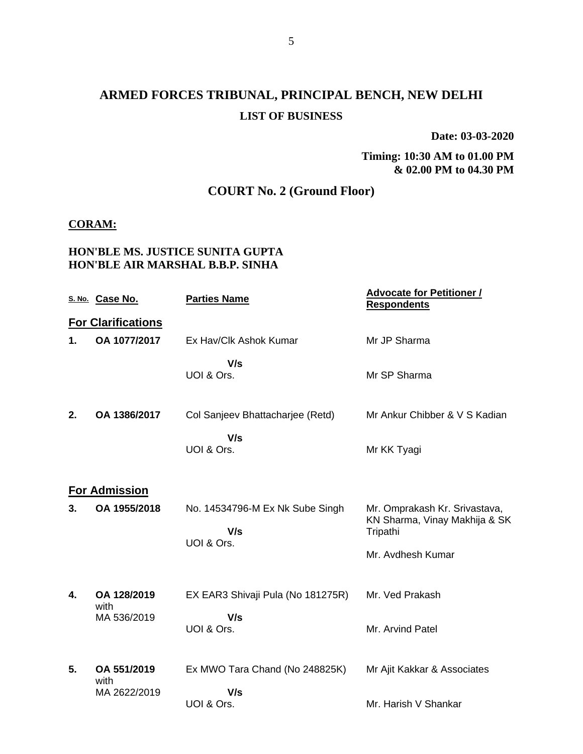# ARMED FORCES TRIBUNAL, PRINCIPAL BENCH, NEW DELHI

## LIST OF BUSINESS

**Date: 03-03-2020**

**Timing: 10:30 AM to 01.00 PM & 02.00 PM to 04.30 PM**

## COURT No. 2 (Ground Floor)

**CORAM:**

**HON'BLE MS. JUSTICE SUNITA GUPTA**
**HON'BLE AIR MARSHAL B.B.P. SINHA**

| S. No. | Case No. | Parties Name | Advocate for Petitioner / Respondents |
|---|---|---|---|
| **For Clarifications** | | | |
| 1. | OA 1077/2017 | Ex Hav/Clk Ashok Kumar V/s UOI & Ors. | Mr JP Sharma<br>Mr SP Sharma |
| 2. | OA 1386/2017 | Col Sanjeev Bhattacharjee (Retd) V/s UOI & Ors. | Mr Ankur Chibber & V S Kadian<br>Mr KK Tyagi |
| **For Admission** | | | |
| 3. | OA 1955/2018 | No. 14534796-M Ex Nk Sube Singh V/s UOI & Ors. | Mr. Omprakash Kr. Srivastava, KN Sharma, Vinay Makhija & SK Tripathi<br>Mr. Avdhesh Kumar |
| 4. | OA 128/2019 with MA 536/2019 | EX EAR3 Shivaji Pula (No 181275R) V/s UOI & Ors. | Mr. Ved Prakash<br>Mr. Arvind Patel |
| 5. | OA 551/2019 with MA 2622/2019 | Ex MWO Tara Chand (No 248825K) V/s UOI & Ors. | Mr Ajit Kakkar & Associates<br>Mr. Harish V Shankar |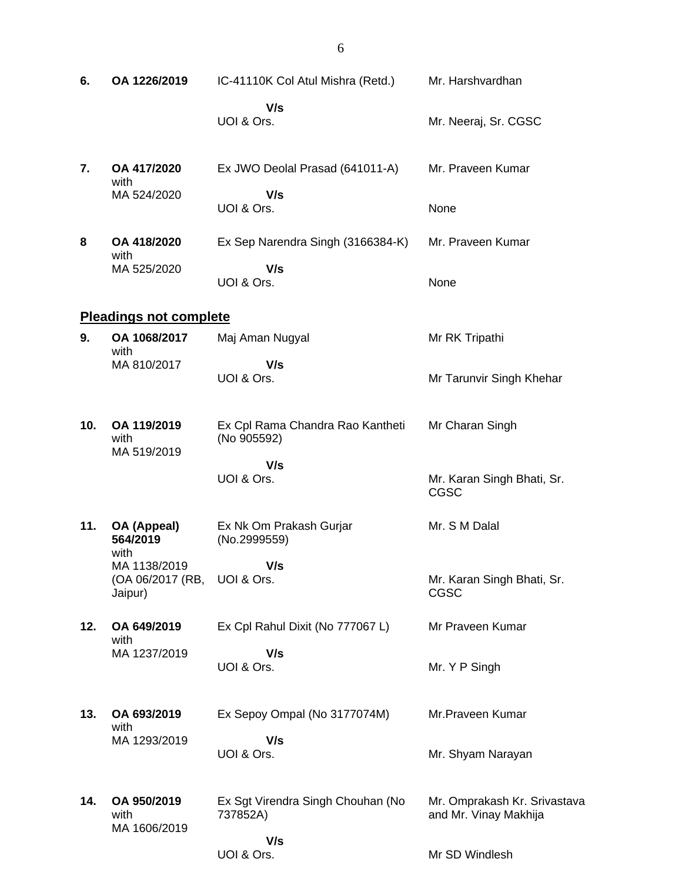| | | | |
|---|---|---|---|
| **6.** | **OA 1226/2019** | IC-41110K Col Atul Mishra (Retd.) | Mr. Harshvardhan |
| | | **V/s** | |
| | | UOI & Ors. | Mr. Neeraj, Sr. CGSC |
| **7.** | **OA 417/2020** with MA 524/2020 | Ex JWO Deolal Prasad (641011-A) | Mr. Praveen Kumar |
| | | **V/s** | |
| | | UOI & Ors. | None |
| **8** | **OA 418/2020** with MA 525/2020 | Ex Sep Narendra Singh (3166384-K) | Mr. Praveen Kumar |
| | | **V/s** | |
| | | UOI & Ors. | None |

## **Pleadings not complete**

| | | | |
|---|---|---|---|
| **9.** | **OA 1068/2017** with MA 810/2017 | Maj Aman Nugyal | Mr RK Tripathi |
| | | **V/s** | |
| | | UOI & Ors. | Mr Tarunvir Singh Khehar |
| **10.** | **OA 119/2019** with MA 519/2019 | Ex Cpl Rama Chandra Rao Kantheti (No 905592) | Mr Charan Singh |
| | | **V/s** | |
| | | UOI & Ors. | Mr. Karan Singh Bhati, Sr. CGSC |
| **11.** | **OA (Appeal) 564/2019** with MA 1138/2019 (OA 06/2017 (RB, Jaipur) | Ex Nk Om Prakash Gurjar (No.2999559) | Mr. S M Dalal |
| | | **V/s** | |
| | | UOI & Ors. | Mr. Karan Singh Bhati, Sr. CGSC |
| **12.** | **OA 649/2019** with MA 1237/2019 | Ex Cpl Rahul Dixit (No 777067 L) | Mr Praveen Kumar |
| | | **V/s** | |
| | | UOI & Ors. | Mr. Y P Singh |
| **13.** | **OA 693/2019** with MA 1293/2019 | Ex Sepoy Ompal (No 3177074M) | Mr.Praveen Kumar |
| | | **V/s** | |
| | | UOI & Ors. | Mr. Shyam Narayan |
| **14.** | **OA 950/2019** with MA 1606/2019 | Ex Sgt Virendra Singh Chouhan (No 737852A) | Mr. Omprakash Kr. Srivastava and Mr. Vinay Makhija |
| | | **V/s** | |
| | | UOI & Ors. | Mr SD Windlesh |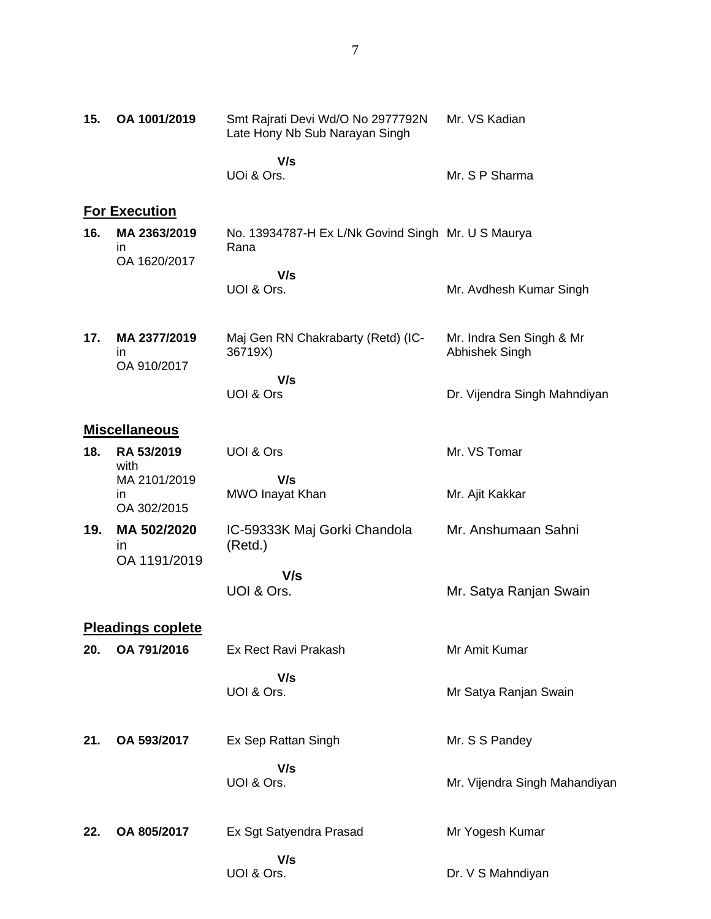| | | | |
|---|---|---|---|
| **15.** | **OA 1001/2019** | Smt Rajrati Devi Wd/O No 2977792N Late Hony Nb Sub Narayan Singh<br><br>**V/s**<br>UOi & Ors. | Mr. VS Kadian<br><br><br>Mr. S P Sharma |

**For Execution**

| | | | |
|---|---|---|---|
| **16.** | **MA 2363/2019** in OA 1620/2017 | No. 13934787-H Ex L/Nk Govind Singh Rana<br><br>**V/s**<br>UOI & Ors. | Mr. U S Maurya<br><br><br>Mr. Avdhesh Kumar Singh |
| **17.** | **MA 2377/2019** in OA 910/2017 | Maj Gen RN Chakrabarty (Retd) (IC-36719X)<br><br>**V/s**<br>UOI & Ors | Mr. Indra Sen Singh & Mr Abhishek Singh<br><br>Dr. Vijendra Singh Mahndiyan |

**Miscellaneous**

| | | | |
|---|---|---|---|
| **18.** | **RA 53/2019** with MA 2101/2019 in OA 302/2015 | UOI & Ors<br><br>**V/s**<br>MWO Inayat Khan | Mr. VS Tomar<br><br><br>Mr. Ajit Kakkar |
| **19.** | **MA 502/2020** in OA 1191/2019 | IC-59333K Maj Gorki Chandola (Retd.)<br><br>**V/s**<br>UOI & Ors. | Mr. Anshumaan Sahni<br><br><br>Mr. Satya Ranjan Swain |

**Pleadings coplete**

| | | | |
|---|---|---|---|
| **20.** | **OA 791/2016** | Ex Rect Ravi Prakash<br><br>**V/s**<br>UOI & Ors. | Mr Amit Kumar<br><br><br>Mr Satya Ranjan Swain |
| **21.** | **OA 593/2017** | Ex Sep Rattan Singh<br><br>**V/s**<br>UOI & Ors. | Mr. S S Pandey<br><br><br>Mr. Vijendra Singh Mahandiyan |
| **22.** | **OA 805/2017** | Ex Sgt Satyendra Prasad<br><br>**V/s**<br>UOI & Ors. | Mr Yogesh Kumar<br><br><br>Dr. V S Mahndiyan |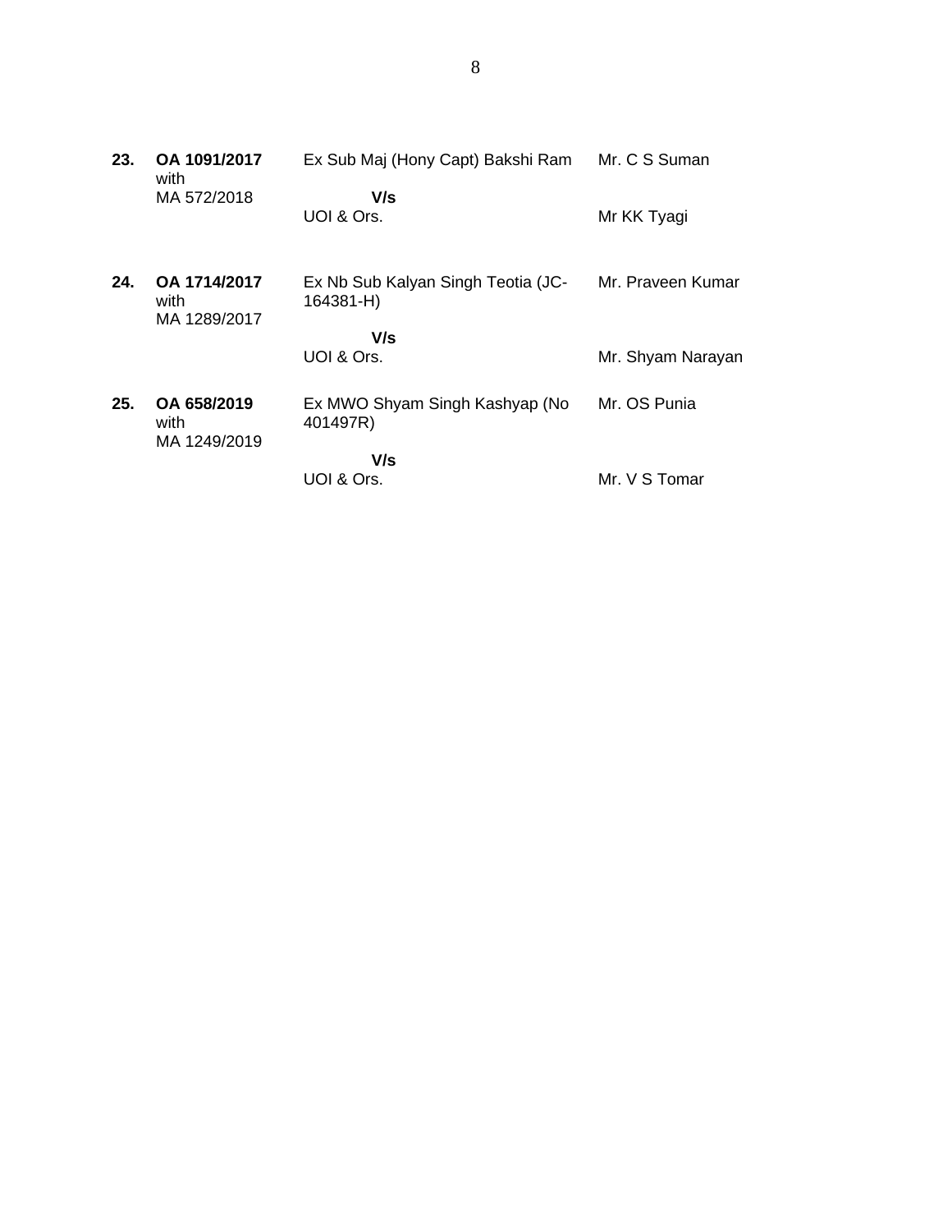| | | | |
|---|---|---|---|
| **23.** | **OA 1091/2017** with MA 572/2018 | Ex Sub Maj (Hony Capt) Bakshi Ram<br>**V/s**<br>UOI & Ors. | Mr. C S Suman<br><br>Mr KK Tyagi |
| **24.** | **OA 1714/2017** with MA 1289/2017 | Ex Nb Sub Kalyan Singh Teotia (JC-164381-H)<br>**V/s**<br>UOI & Ors. | Mr. Praveen Kumar<br><br>Mr. Shyam Narayan |
| **25.** | **OA 658/2019** with MA 1249/2019 | Ex MWO Shyam Singh Kashyap (No 401497R)<br>**V/s**<br>UOI & Ors. | Mr. OS Punia<br><br>Mr. V S Tomar |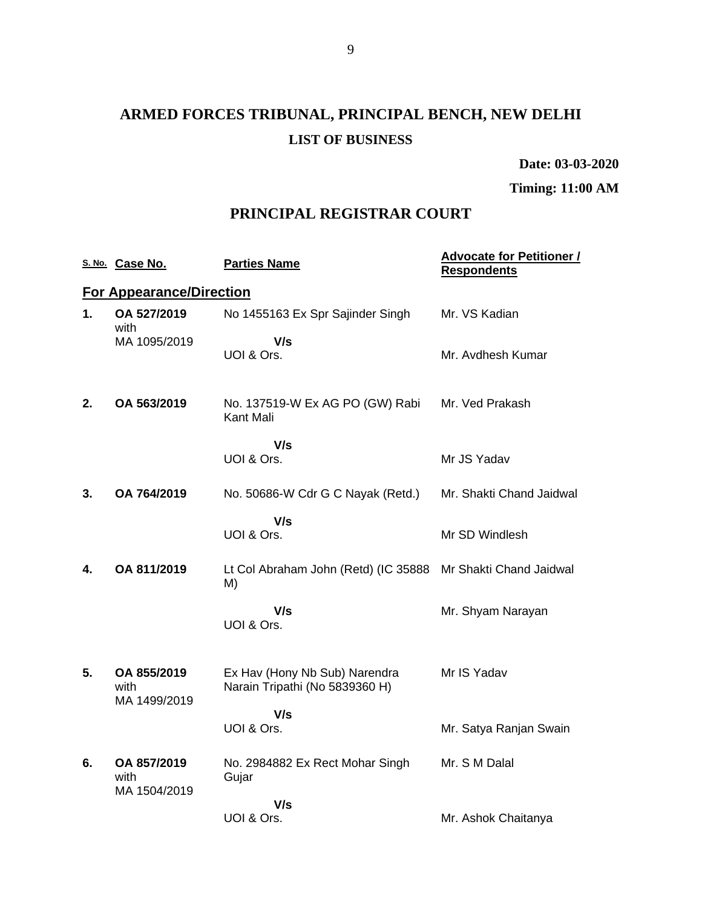# ARMED FORCES TRIBUNAL, PRINCIPAL BENCH, NEW DELHI

## LIST OF BUSINESS

**Date: 03-03-2020**

**Timing: 11:00 AM**

## PRINCIPAL REGISTRAR COURT

| S. No. | Case No. | Parties Name | Advocate for Petitioner / Respondents |
|---|---|---|---|
| **For Appearance/Direction** | | | |
| **1.** | **OA 527/2019** with MA 1095/2019 | No 1455163 Ex Spr Sajinder Singh | Mr. VS Kadian |
| | | **V/s** UOI & Ors. | Mr. Avdhesh Kumar |
| **2.** | **OA 563/2019** | No. 137519-W Ex AG PO (GW) Rabi Kant Mali | Mr. Ved Prakash |
| | | **V/s** UOI & Ors. | Mr JS Yadav |
| **3.** | **OA 764/2019** | No. 50686-W Cdr G C Nayak (Retd.) | Mr. Shakti Chand Jaidwal |
| | | **V/s** UOI & Ors. | Mr SD Windlesh |
| **4.** | **OA 811/2019** | Lt Col Abraham John (Retd) (IC 35888 M) | Mr Shakti Chand Jaidwal |
| | | **V/s** UOI & Ors. | Mr. Shyam Narayan |
| **5.** | **OA 855/2019** with MA 1499/2019 | Ex Hav (Hony Nb Sub) Narendra Narain Tripathi (No 5839360 H) | Mr IS Yadav |
| | | **V/s** UOI & Ors. | Mr. Satya Ranjan Swain |
| **6.** | **OA 857/2019** with MA 1504/2019 | No. 2984882 Ex Rect Mohar Singh Gujar | Mr. S M Dalal |
| | | **V/s** UOI & Ors. | Mr. Ashok Chaitanya |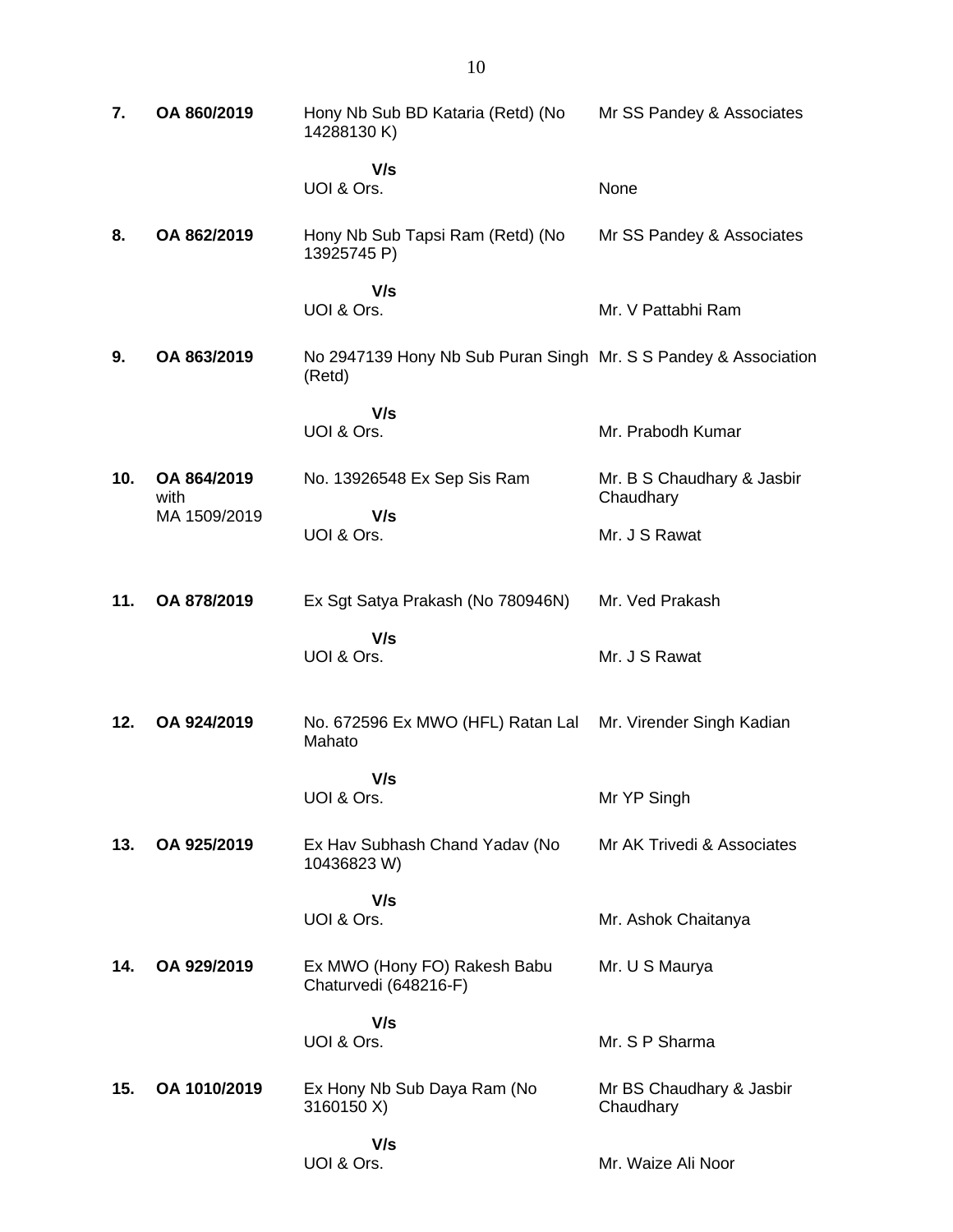| | | | |
|---|---|---|---|
| **7.** | **OA 860/2019** | Hony Nb Sub BD Kataria (Retd) (No 14288130 K) | Mr SS Pandey & Associates |
| | | **V/s** | |
| | | UOI & Ors. | None |
| **8.** | **OA 862/2019** | Hony Nb Sub Tapsi Ram (Retd) (No 13925745 P) | Mr SS Pandey & Associates |
| | | **V/s** | |
| | | UOI & Ors. | Mr. V Pattabhi Ram |
| **9.** | **OA 863/2019** | No 2947139 Hony Nb Sub Puran Singh (Retd) | Mr. S S Pandey & Association |
| | | **V/s** | |
| | | UOI & Ors. | Mr. Prabodh Kumar |
| **10.** | **OA 864/2019** with MA 1509/2019 | No. 13926548 Ex Sep Sis Ram | Mr. B S Chaudhary & Jasbir Chaudhary |
| | | **V/s** | |
| | | UOI & Ors. | Mr. J S Rawat |
| **11.** | **OA 878/2019** | Ex Sgt Satya Prakash (No 780946N) | Mr. Ved Prakash |
| | | **V/s** | |
| | | UOI & Ors. | Mr. J S Rawat |
| **12.** | **OA 924/2019** | No. 672596 Ex MWO (HFL) Ratan Lal Mahato | Mr. Virender Singh Kadian |
| | | **V/s** | |
| | | UOI & Ors. | Mr YP Singh |
| **13.** | **OA 925/2019** | Ex Hav Subhash Chand Yadav (No 10436823 W) | Mr AK Trivedi & Associates |
| | | **V/s** | |
| | | UOI & Ors. | Mr. Ashok Chaitanya |
| **14.** | **OA 929/2019** | Ex MWO (Hony FO) Rakesh Babu Chaturvedi (648216-F) | Mr. U S Maurya |
| | | **V/s** | |
| | | UOI & Ors. | Mr. S P Sharma |
| **15.** | **OA 1010/2019** | Ex Hony Nb Sub Daya Ram (No 3160150 X) | Mr BS Chaudhary & Jasbir Chaudhary |
| | | **V/s** | |
| | | UOI & Ors. | Mr. Waize Ali Noor |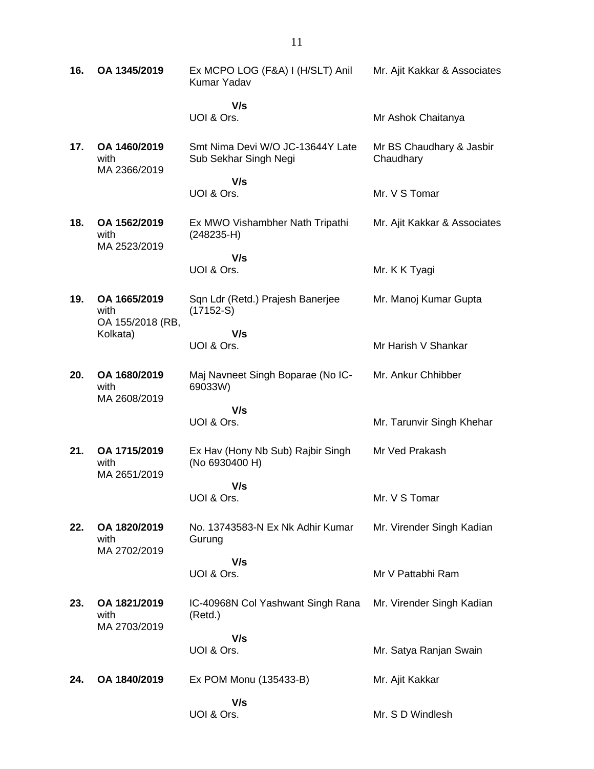| | | | |
|---|---|---|---|
| **16.** | **OA 1345/2019** | Ex MCPO LOG (F&A) I (H/SLT) Anil Kumar Yadav<br><br>**V/s**<br>UOI & Ors. | Mr. Ajit Kakkar & Associates<br><br><br>Mr Ashok Chaitanya |
| **17.** | **OA 1460/2019** with MA 2366/2019 | Smt Nima Devi W/O JC-13644Y Late Sub Sekhar Singh Negi<br><br>**V/s**<br>UOI & Ors. | Mr BS Chaudhary & Jasbir Chaudhary<br><br><br>Mr. V S Tomar |
| **18.** | **OA 1562/2019** with MA 2523/2019 | Ex MWO Vishambher Nath Tripathi (248235-H)<br><br>**V/s**<br>UOI & Ors. | Mr. Ajit Kakkar & Associates<br><br><br>Mr. K K Tyagi |
| **19.** | **OA 1665/2019** with OA 155/2018 (RB, Kolkata) | Sqn Ldr (Retd.) Prajesh Banerjee (17152-S)<br><br>**V/s**<br>UOI & Ors. | Mr. Manoj Kumar Gupta<br><br><br>Mr Harish V Shankar |
| **20.** | **OA 1680/2019** with MA 2608/2019 | Maj Navneet Singh Boparae (No IC-69033W)<br><br>**V/s**<br>UOI & Ors. | Mr. Ankur Chhibber<br><br><br>Mr. Tarunvir Singh Khehar |
| **21.** | **OA 1715/2019** with MA 2651/2019 | Ex Hav (Hony Nb Sub) Rajbir Singh (No 6930400 H)<br><br>**V/s**<br>UOI & Ors. | Mr Ved Prakash<br><br><br>Mr. V S Tomar |
| **22.** | **OA 1820/2019** with MA 2702/2019 | No. 13743583-N Ex Nk Adhir Kumar Gurung<br><br>**V/s**<br>UOI & Ors. | Mr. Virender Singh Kadian<br><br><br>Mr V Pattabhi Ram |
| **23.** | **OA 1821/2019** with MA 2703/2019 | IC-40968N Col Yashwant Singh Rana (Retd.)<br><br>**V/s**<br>UOI & Ors. | Mr. Virender Singh Kadian<br><br><br>Mr. Satya Ranjan Swain |
| **24.** | **OA 1840/2019** | Ex POM Monu (135433-B)<br><br>**V/s**<br>UOI & Ors. | Mr. Ajit Kakkar<br><br><br>Mr. S D Windlesh |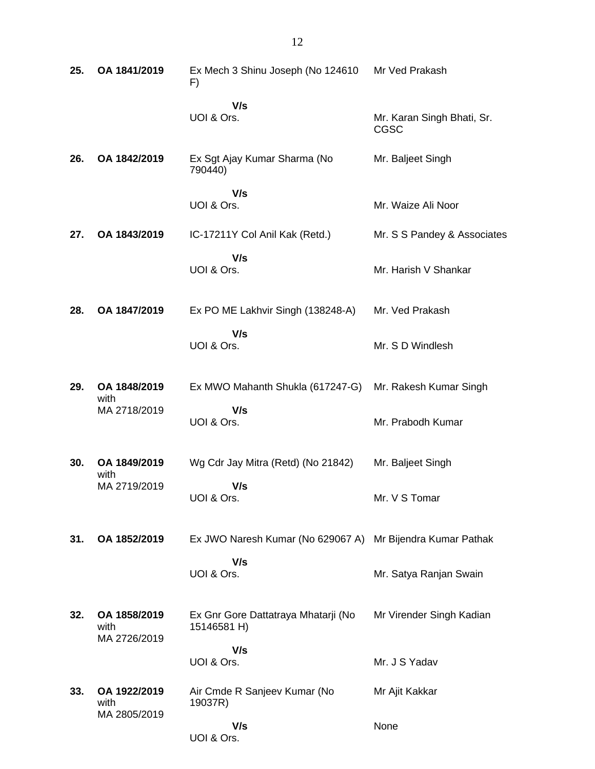| | | | |
|---|---|---|---|
| **25.** | **OA 1841/2019** | Ex Mech 3 Shinu Joseph (No 124610 F)<br><br>**V/s**<br>UOI & Ors. | Mr Ved Prakash<br><br><br>Mr. Karan Singh Bhati, Sr. CGSC |
| **26.** | **OA 1842/2019** | Ex Sgt Ajay Kumar Sharma (No 790440)<br><br>**V/s**<br>UOI & Ors. | Mr. Baljeet Singh<br><br><br>Mr. Waize Ali Noor |
| **27.** | **OA 1843/2019** | IC-17211Y Col Anil Kak (Retd.)<br><br>**V/s**<br>UOI & Ors. | Mr. S S Pandey & Associates<br><br>Mr. Harish V Shankar |
| **28.** | **OA 1847/2019** | Ex PO ME Lakhvir Singh (138248-A)<br><br>**V/s**<br>UOI & Ors. | Mr. Ved Prakash<br><br>Mr. S D Windlesh |
| **29.** | **OA 1848/2019** with MA 2718/2019 | Ex MWO Mahanth Shukla (617247-G)<br><br>**V/s**<br>UOI & Ors. | Mr. Rakesh Kumar Singh<br><br>Mr. Prabodh Kumar |
| **30.** | **OA 1849/2019** with MA 2719/2019 | Wg Cdr Jay Mitra (Retd) (No 21842)<br><br>**V/s**<br>UOI & Ors. | Mr. Baljeet Singh<br><br>Mr. V S Tomar |
| **31.** | **OA 1852/2019** | Ex JWO Naresh Kumar (No 629067 A)<br><br>**V/s**<br>UOI & Ors. | Mr Bijendra Kumar Pathak<br><br>Mr. Satya Ranjan Swain |
| **32.** | **OA 1858/2019** with MA 2726/2019 | Ex Gnr Gore Dattatraya Mhatarji (No 15146581 H)<br><br>**V/s**<br>UOI & Ors. | Mr Virender Singh Kadian<br><br><br>Mr. J S Yadav |
| **33.** | **OA 1922/2019** with MA 2805/2019 | Air Cmde R Sanjeev Kumar (No 19037R)<br><br>**V/s**<br>UOI & Ors. | Mr Ajit Kakkar<br><br><br>None |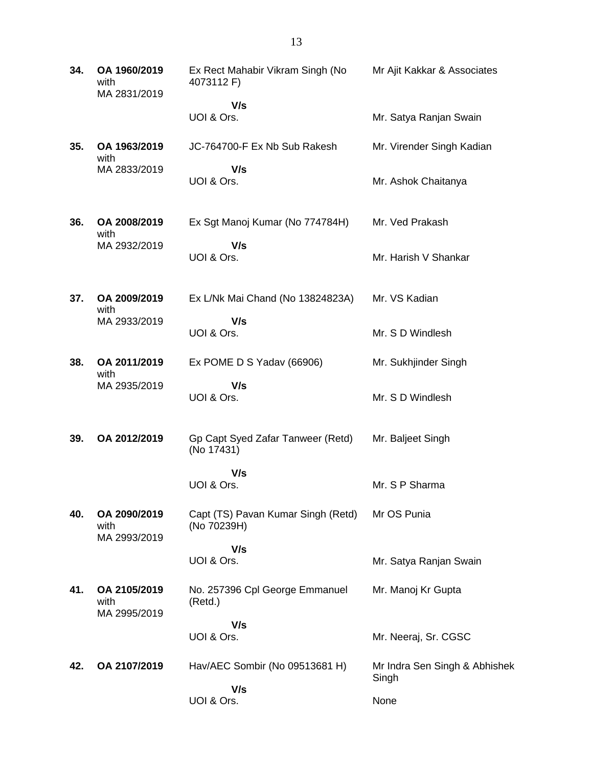| | | | |
|---|---|---|---|
| **34.** | **OA 1960/2019** with MA 2831/2019 | Ex Rect Mahabir Vikram Singh (No 4073112 F) **V/s** UOI & Ors. | Mr Ajit Kakkar & Associates <br><br> Mr. Satya Ranjan Swain |
| **35.** | **OA 1963/2019** with MA 2833/2019 | JC-764700-F Ex Nb Sub Rakesh **V/s** UOI & Ors. | Mr. Virender Singh Kadian <br><br> Mr. Ashok Chaitanya |
| **36.** | **OA 2008/2019** with MA 2932/2019 | Ex Sgt Manoj Kumar (No 774784H) **V/s** UOI & Ors. | Mr. Ved Prakash <br><br> Mr. Harish V Shankar |
| **37.** | **OA 2009/2019** with MA 2933/2019 | Ex L/Nk Mai Chand (No 13824823A) **V/s** UOI & Ors. | Mr. VS Kadian <br><br> Mr. S D Windlesh |
| **38.** | **OA 2011/2019** with MA 2935/2019 | Ex POME D S Yadav (66906) **V/s** UOI & Ors. | Mr. Sukhjinder Singh <br><br> Mr. S D Windlesh |
| **39.** | **OA 2012/2019** | Gp Capt Syed Zafar Tanweer (Retd) (No 17431) **V/s** UOI & Ors. | Mr. Baljeet Singh <br><br> Mr. S P Sharma |
| **40.** | **OA 2090/2019** with MA 2993/2019 | Capt (TS) Pavan Kumar Singh (Retd) (No 70239H) **V/s** UOI & Ors. | Mr OS Punia <br><br> Mr. Satya Ranjan Swain |
| **41.** | **OA 2105/2019** with MA 2995/2019 | No. 257396 Cpl George Emmanuel (Retd.) **V/s** UOI & Ors. | Mr. Manoj Kr Gupta <br><br> Mr. Neeraj, Sr. CGSC |
| **42.** | **OA 2107/2019** | Hav/AEC Sombir (No 09513681 H) **V/s** UOI & Ors. | Mr Indra Sen Singh & Abhishek Singh <br><br> None |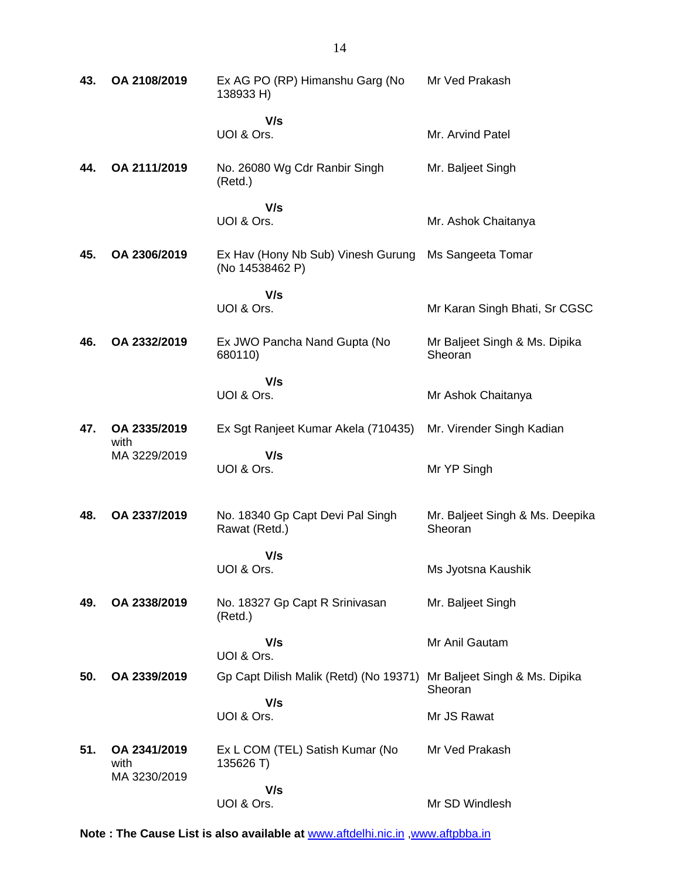| | | | |
|---|---|---|---|
| **43.** | **OA 2108/2019** | Ex AG PO (RP) Himanshu Garg (No 138933 H)<br><br>**V/s**<br>UOI & Ors. | Mr Ved Prakash<br><br>Mr. Arvind Patel |
| **44.** | **OA 2111/2019** | No. 26080 Wg Cdr Ranbir Singh (Retd.)<br><br>**V/s**<br>UOI & Ors. | Mr. Baljeet Singh<br><br>Mr. Ashok Chaitanya |
| **45.** | **OA 2306/2019** | Ex Hav (Hony Nb Sub) Vinesh Gurung (No 14538462 P)<br><br>**V/s**<br>UOI & Ors. | Ms Sangeeta Tomar<br><br>Mr Karan Singh Bhati, Sr CGSC |
| **46.** | **OA 2332/2019** | Ex JWO Pancha Nand Gupta (No 680110)<br><br>**V/s**<br>UOI & Ors. | Mr Baljeet Singh & Ms. Dipika Sheoran<br><br>Mr Ashok Chaitanya |
| **47.** | **OA 2335/2019** with MA 3229/2019 | Ex Sgt Ranjeet Kumar Akela (710435)<br><br>**V/s**<br>UOI & Ors. | Mr. Virender Singh Kadian<br><br>Mr YP Singh |
| **48.** | **OA 2337/2019** | No. 18340 Gp Capt Devi Pal Singh Rawat (Retd.)<br><br>**V/s**<br>UOI & Ors. | Mr. Baljeet Singh & Ms. Deepika Sheoran<br><br>Ms Jyotsna Kaushik |
| **49.** | **OA 2338/2019** | No. 18327 Gp Capt R Srinivasan (Retd.)<br><br>**V/s**<br>UOI & Ors. | Mr. Baljeet Singh<br><br>Mr Anil Gautam |
| **50.** | **OA 2339/2019** | Gp Capt Dilish Malik (Retd) (No 19371)<br><br>**V/s**<br>UOI & Ors. | Mr Baljeet Singh & Ms. Dipika Sheoran<br><br>Mr JS Rawat |
| **51.** | **OA 2341/2019** with MA 3230/2019 | Ex L COM (TEL) Satish Kumar (No 135626 T)<br><br>**V/s**<br>UOI & Ors. | Mr Ved Prakash<br><br>Mr SD Windlesh |

**Note : The Cause List is also available at** www.aftdelhi.nic.in ,www.aftpbba.in